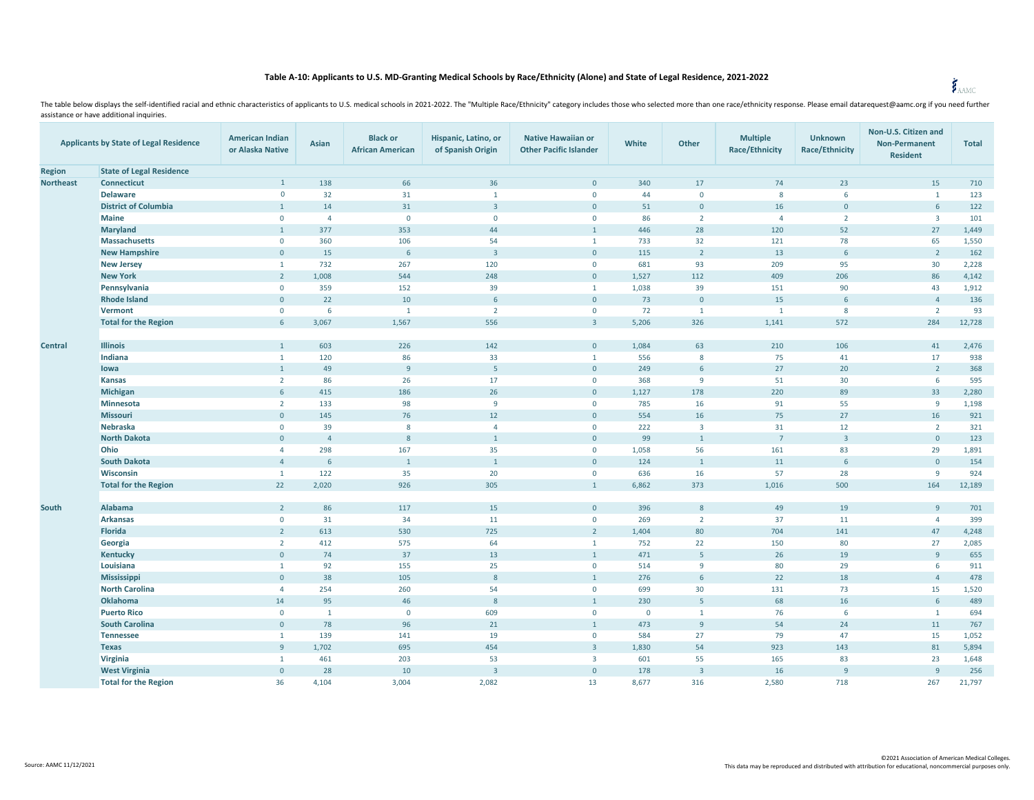# Table A-10: Applicants to U.S. MD-Granting Medical Schools by Race/Ethnicity (Alone) and State of Legal Residence, 2021-2022

The table below displays the self-identified racial and ethnic characteristics of applicants to U.S. medical schools in 2021-2022. The "Multiple Race/Ethnicity" category includes those who selected more than one race/ethnicity response. Please email datarequest@aamc.org if you need further assistance or have additional inquiries.

| Applicants by State of Legal Residence | | American Indian or Alaska Native | Asian | Black or African American | Hispanic, Latino, or of Spanish Origin | Native Hawaiian or Other Pacific Islander | White | Other | Multiple Race/Ethnicity | Unknown Race/Ethnicity | Non-U.S. Citizen and Non-Permanent Resident | Total |
|---|---|---|---|---|---|---|---|---|---|---|---|---|
| **Region** | **State of Legal Residence** | | | | | | | | | | | |
| **Northeast** | **Connecticut** | 1 | 138 | 66 | 36 | 0 | 340 | 17 | 74 | 23 | 15 | 710 |
| | **Delaware** | 0 | 32 | 31 | 1 | 0 | 44 | 0 | 8 | 6 | 1 | 123 |
| | **District of Columbia** | 1 | 14 | 31 | 3 | 0 | 51 | 0 | 16 | 0 | 6 | 122 |
| | **Maine** | 0 | 4 | 0 | 0 | 0 | 86 | 2 | 4 | 2 | 3 | 101 |
| | **Maryland** | 1 | 377 | 353 | 44 | 1 | 446 | 28 | 120 | 52 | 27 | 1,449 |
| | **Massachusetts** | 0 | 360 | 106 | 54 | 1 | 733 | 32 | 121 | 78 | 65 | 1,550 |
| | **New Hampshire** | 0 | 15 | 6 | 3 | 0 | 115 | 2 | 13 | 6 | 2 | 162 |
| | **New Jersey** | 1 | 732 | 267 | 120 | 0 | 681 | 93 | 209 | 95 | 30 | 2,228 |
| | **New York** | 2 | 1,008 | 544 | 248 | 0 | 1,527 | 112 | 409 | 206 | 86 | 4,142 |
| | **Pennsylvania** | 0 | 359 | 152 | 39 | 1 | 1,038 | 39 | 151 | 90 | 43 | 1,912 |
| | **Rhode Island** | 0 | 22 | 10 | 6 | 0 | 73 | 0 | 15 | 6 | 4 | 136 |
| | **Vermont** | 0 | 6 | 1 | 2 | 0 | 72 | 1 | 1 | 8 | 2 | 93 |
| | **Total for the Region** | 6 | 3,067 | 1,567 | 556 | 3 | 5,206 | 326 | 1,141 | 572 | 284 | 12,728 |
| **Central** | **Illinois** | 1 | 603 | 226 | 142 | 0 | 1,084 | 63 | 210 | 106 | 41 | 2,476 |
| | **Indiana** | 1 | 120 | 86 | 33 | 1 | 556 | 8 | 75 | 41 | 17 | 938 |
| | **Iowa** | 1 | 49 | 9 | 5 | 0 | 249 | 6 | 27 | 20 | 2 | 368 |
| | **Kansas** | 2 | 86 | 26 | 17 | 0 | 368 | 9 | 51 | 30 | 6 | 595 |
| | **Michigan** | 6 | 415 | 186 | 26 | 0 | 1,127 | 178 | 220 | 89 | 33 | 2,280 |
| | **Minnesota** | 2 | 133 | 98 | 9 | 0 | 785 | 16 | 91 | 55 | 9 | 1,198 |
| | **Missouri** | 0 | 145 | 76 | 12 | 0 | 554 | 16 | 75 | 27 | 16 | 921 |
| | **Nebraska** | 0 | 39 | 8 | 4 | 0 | 222 | 3 | 31 | 12 | 2 | 321 |
| | **North Dakota** | 0 | 4 | 8 | 1 | 0 | 99 | 1 | 7 | 3 | 0 | 123 |
| | **Ohio** | 4 | 298 | 167 | 35 | 0 | 1,058 | 56 | 161 | 83 | 29 | 1,891 |
| | **South Dakota** | 4 | 6 | 1 | 1 | 0 | 124 | 1 | 11 | 6 | 0 | 154 |
| | **Wisconsin** | 1 | 122 | 35 | 20 | 0 | 636 | 16 | 57 | 28 | 9 | 924 |
| | **Total for the Region** | 22 | 2,020 | 926 | 305 | 1 | 6,862 | 373 | 1,016 | 500 | 164 | 12,189 |
| **South** | **Alabama** | 2 | 86 | 117 | 15 | 0 | 396 | 8 | 49 | 19 | 9 | 701 |
| | **Arkansas** | 0 | 31 | 34 | 11 | 0 | 269 | 2 | 37 | 11 | 4 | 399 |
| | **Florida** | 2 | 613 | 530 | 725 | 2 | 1,404 | 80 | 704 | 141 | 47 | 4,248 |
| | **Georgia** | 2 | 412 | 575 | 64 | 1 | 752 | 22 | 150 | 80 | 27 | 2,085 |
| | **Kentucky** | 0 | 74 | 37 | 13 | 1 | 471 | 5 | 26 | 19 | 9 | 655 |
| | **Louisiana** | 1 | 92 | 155 | 25 | 0 | 514 | 9 | 80 | 29 | 6 | 911 |
| | **Mississippi** | 0 | 38 | 105 | 8 | 1 | 276 | 6 | 22 | 18 | 4 | 478 |
| | **North Carolina** | 4 | 254 | 260 | 54 | 0 | 699 | 30 | 131 | 73 | 15 | 1,520 |
| | **Oklahoma** | 14 | 95 | 46 | 8 | 1 | 230 | 5 | 68 | 16 | 6 | 489 |
| | **Puerto Rico** | 0 | 1 | 0 | 609 | 0 | 0 | 1 | 76 | 6 | 1 | 694 |
| | **South Carolina** | 0 | 78 | 96 | 21 | 1 | 473 | 9 | 54 | 24 | 11 | 767 |
| | **Tennessee** | 1 | 139 | 141 | 19 | 0 | 584 | 27 | 79 | 47 | 15 | 1,052 |
| | **Texas** | 9 | 1,702 | 695 | 454 | 3 | 1,830 | 54 | 923 | 143 | 81 | 5,894 |
| | **Virginia** | 1 | 461 | 203 | 53 | 3 | 601 | 55 | 165 | 83 | 23 | 1,648 |
| | **West Virginia** | 0 | 28 | 10 | 3 | 0 | 178 | 3 | 16 | 9 | 9 | 256 |
| | **Total for the Region** | 36 | 4,104 | 3,004 | 2,082 | 13 | 8,677 | 316 | 2,580 | 718 | 267 | 21,797 |

Source: AAMC 11/12/2021

©2021 Association of American Medical Colleges.
This data may be reproduced and distributed with attribution for educational, noncommercial purposes only.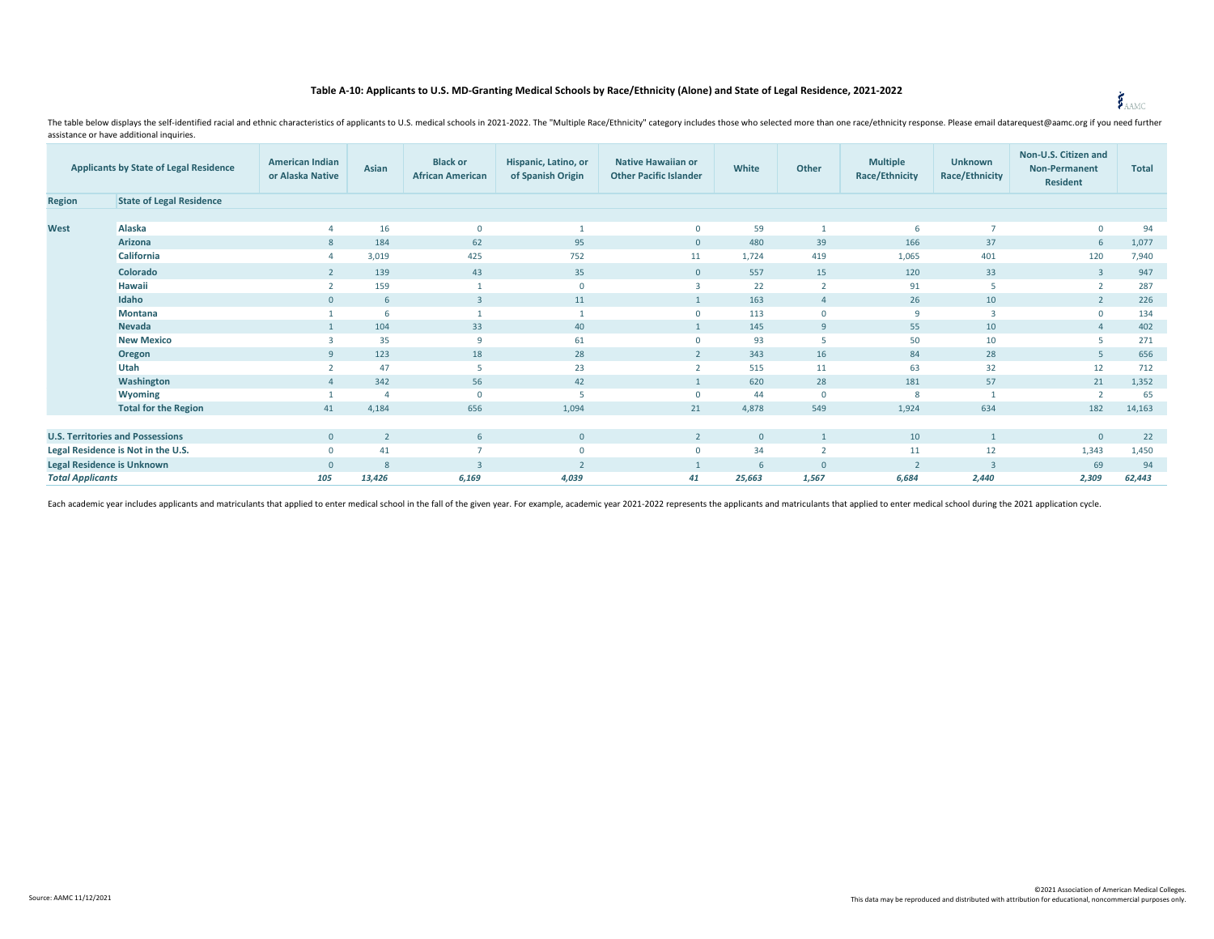### Table A-10: Applicants to U.S. MD-Granting Medical Schools by Race/Ethnicity (Alone) and State of Legal Residence, 2021-2022

The table below displays the self-identified racial and ethnic characteristics of applicants to U.S. medical schools in 2021-2022. The "Multiple Race/Ethnicity" category includes those who selected more than one race/ethnicity response. Please email datarequest@aamc.org if you need further assistance or have additional inquiries.

| Applicants by State of Legal Residence | | American Indian or Alaska Native | Asian | Black or African American | Hispanic, Latino, or of Spanish Origin | Native Hawaiian or Other Pacific Islander | White | Other | Multiple Race/Ethnicity | Unknown Race/Ethnicity | Non-U.S. Citizen and Non-Permanent Resident | Total |
|---|---|---|---|---|---|---|---|---|---|---|---|---|
| **Region** | **State of Legal Residence** | | | | | | | | | | | |
| **West** | **Alaska** | 4 | 16 | 0 | 1 | 0 | 59 | 1 | 6 | 7 | 0 | 94 |
| | **Arizona** | 8 | 184 | 62 | 95 | 0 | 480 | 39 | 166 | 37 | 6 | 1,077 |
| | **California** | 4 | 3,019 | 425 | 752 | 11 | 1,724 | 419 | 1,065 | 401 | 120 | 7,940 |
| | **Colorado** | 2 | 139 | 43 | 35 | 0 | 557 | 15 | 120 | 33 | 3 | 947 |
| | **Hawaii** | 2 | 159 | 1 | 0 | 3 | 22 | 2 | 91 | 5 | 2 | 287 |
| | **Idaho** | 0 | 6 | 3 | 11 | 1 | 163 | 4 | 26 | 10 | 2 | 226 |
| | **Montana** | 1 | 6 | 1 | 1 | 0 | 113 | 0 | 9 | 3 | 0 | 134 |
| | **Nevada** | 1 | 104 | 33 | 40 | 1 | 145 | 9 | 55 | 10 | 4 | 402 |
| | **New Mexico** | 3 | 35 | 9 | 61 | 0 | 93 | 5 | 50 | 10 | 5 | 271 |
| | **Oregon** | 9 | 123 | 18 | 28 | 2 | 343 | 16 | 84 | 28 | 5 | 656 |
| | **Utah** | 2 | 47 | 5 | 23 | 2 | 515 | 11 | 63 | 32 | 12 | 712 |
| | **Washington** | 4 | 342 | 56 | 42 | 1 | 620 | 28 | 181 | 57 | 21 | 1,352 |
| | **Wyoming** | 1 | 4 | 0 | 5 | 0 | 44 | 0 | 8 | 1 | 2 | 65 |
| | **Total for the Region** | 41 | 4,184 | 656 | 1,094 | 21 | 4,878 | 549 | 1,924 | 634 | 182 | 14,163 |
| **U.S. Territories and Possessions** | | 0 | 2 | 6 | 0 | 2 | 0 | 1 | 10 | 1 | 0 | 22 |
| **Legal Residence is Not in the U.S.** | | 0 | 41 | 7 | 0 | 0 | 34 | 2 | 11 | 12 | 1,343 | 1,450 |
| **Legal Residence is Unknown** | | 0 | 8 | 3 | 2 | 1 | 6 | 0 | 2 | 3 | 69 | 94 |
| ***Total Applicants*** | | ***105*** | ***13,426*** | ***6,169*** | ***4,039*** | ***41*** | ***25,663*** | ***1,567*** | ***6,684*** | ***2,440*** | ***2,309*** | ***62,443*** |

Each academic year includes applicants and matriculants that applied to enter medical school in the fall of the given year. For example, academic year 2021-2022 represents the applicants and matriculants that applied to enter medical school during the 2021 application cycle.

Source: AAMC 11/12/2021

©2021 Association of American Medical Colleges.
This data may be reproduced and distributed with attribution for educational, noncommercial purposes only.